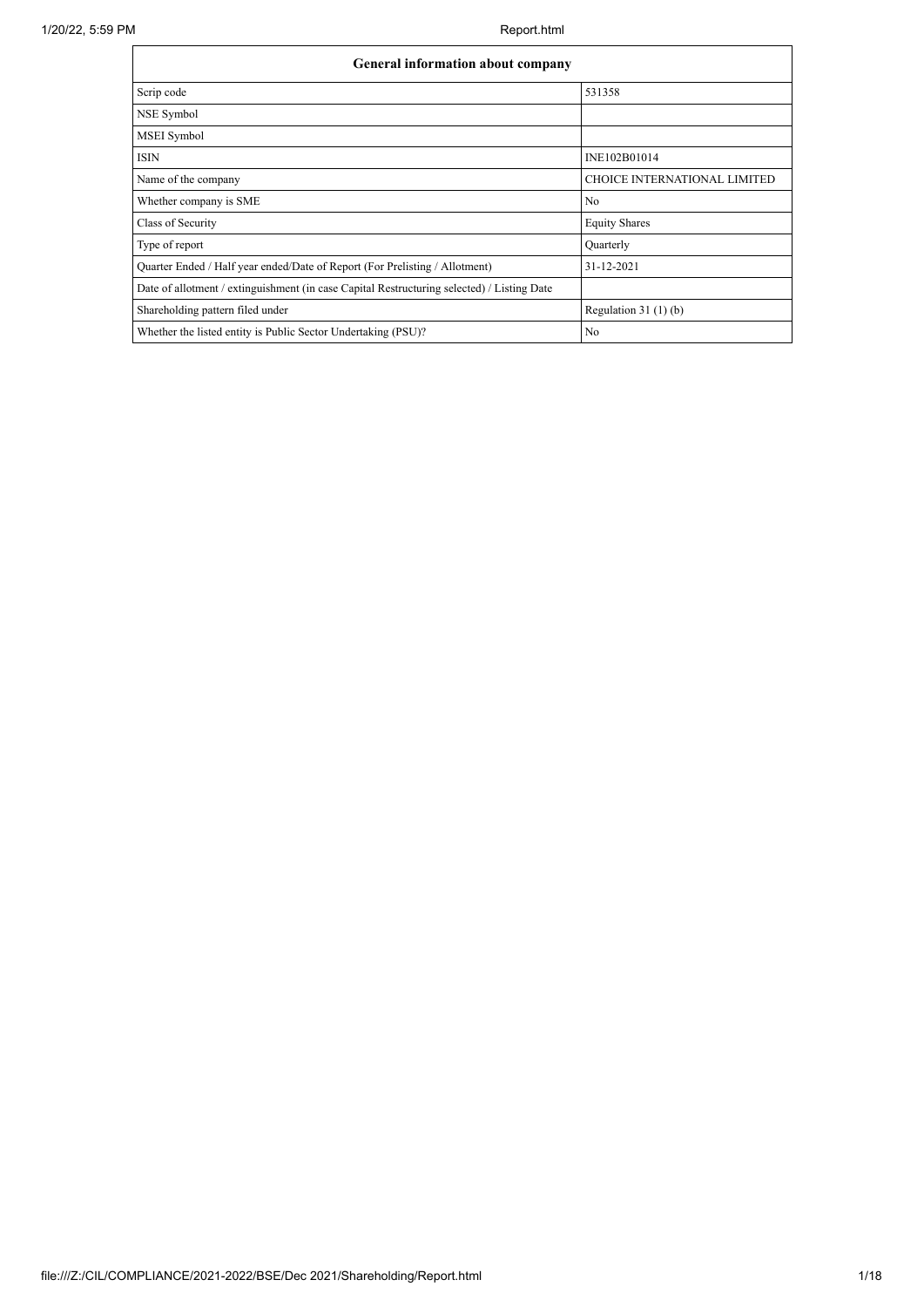| General information about company | |
| --- | --- |
| Scrip code | 531358 |
| NSE Symbol | |
| MSEI Symbol | |
| ISIN | INE102B01014 |
| Name of the company | CHOICE INTERNATIONAL LIMITED |
| Whether company is SME | No |
| Class of Security | Equity Shares |
| Type of report | Quarterly |
| Quarter Ended / Half year ended/Date of Report (For Prelisting / Allotment) | 31-12-2021 |
| Date of allotment / extinguishment (in case Capital Restructuring selected) / Listing Date | |
| Shareholding pattern filed under | Regulation 31 (1) (b) |
| Whether the listed entity is Public Sector Undertaking (PSU)? | No |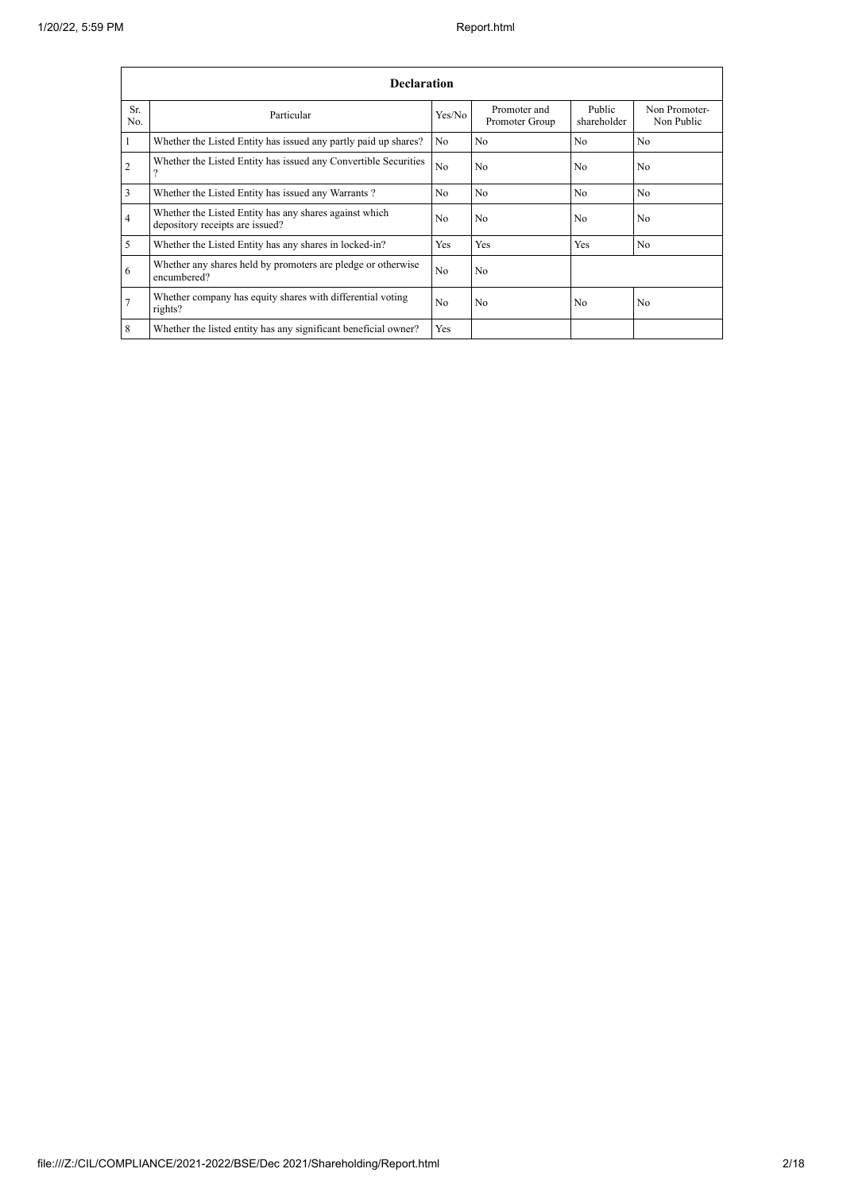| Declaration | | | | | |
|---|---|---|---|---|---|
| Sr. No. | Particular | Yes/No | Promoter and Promoter Group | Public shareholder | Non Promoter- Non Public |
| 1 | Whether the Listed Entity has issued any partly paid up shares? | No | No | No | No |
| 2 | Whether the Listed Entity has issued any Convertible Securities ? | No | No | No | No |
| 3 | Whether the Listed Entity has issued any Warrants ? | No | No | No | No |
| 4 | Whether the Listed Entity has any shares against which depository receipts are issued? | No | No | No | No |
| 5 | Whether the Listed Entity has any shares in locked-in? | Yes | Yes | Yes | No |
| 6 | Whether any shares held by promoters are pledge or otherwise encumbered? | No | No | | |
| 7 | Whether company has equity shares with differential voting rights? | No | No | No | No |
| 8 | Whether the listed entity has any significant beneficial owner? | Yes | | | |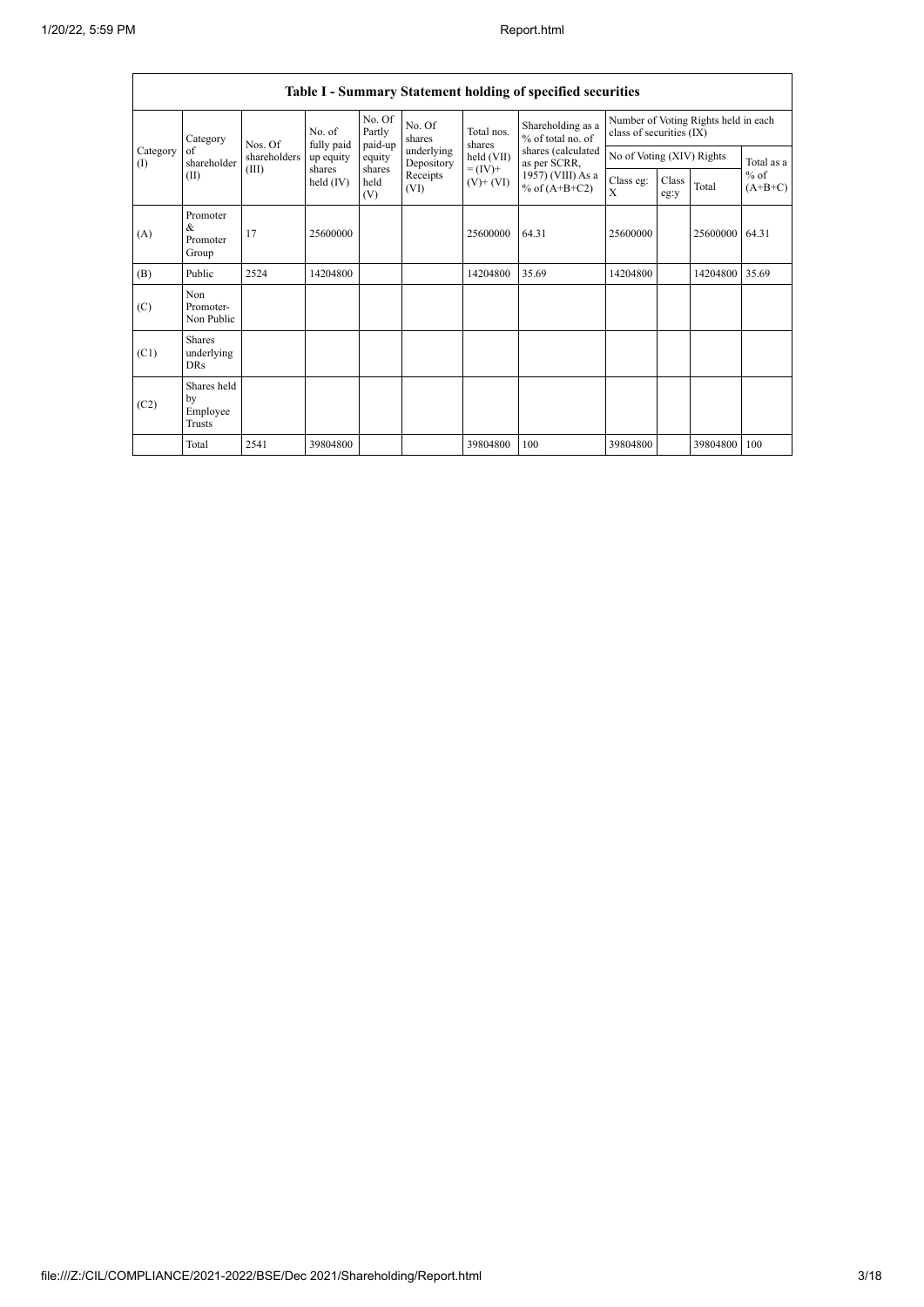## Table I - Summary Statement holding of specified securities

| Category (I) | Category of shareholder (II) | Nos. Of shareholders (III) | No. of fully paid up equity shares held (IV) | No. Of Partly paid-up equity shares held (V) | No. Of shares underlying Depository Receipts (VI) | Total nos. shares held (VII) = (IV)+ (V)+ (VI) | Shareholding as a % of total no. of shares (calculated as per SCRR, 1957) (VIII) As a % of (A+B+C2) | Number of Voting Rights held in each class of securities (IX) | | | |
|---|---|---|---|---|---|---|---|---|---|---|---|
| | | | | | | | | No of Voting (XIV) Rights | | | Total as a % of (A+B+C) |
| | | | | | | | | Class eg: X | Class eg:y | Total | |
| (A) | Promoter & Promoter Group | 17 | 25600000 | | | 25600000 | 64.31 | 25600000 | | 25600000 | 64.31 |
| (B) | Public | 2524 | 14204800 | | | 14204800 | 35.69 | 14204800 | | 14204800 | 35.69 |
| (C) | Non Promoter- Non Public | | | | | | | | | | |
| (C1) | Shares underlying DRs | | | | | | | | | | |
| (C2) | Shares held by Employee Trusts | | | | | | | | | | |
| | Total | 2541 | 39804800 | | | 39804800 | 100 | 39804800 | | 39804800 | 100 |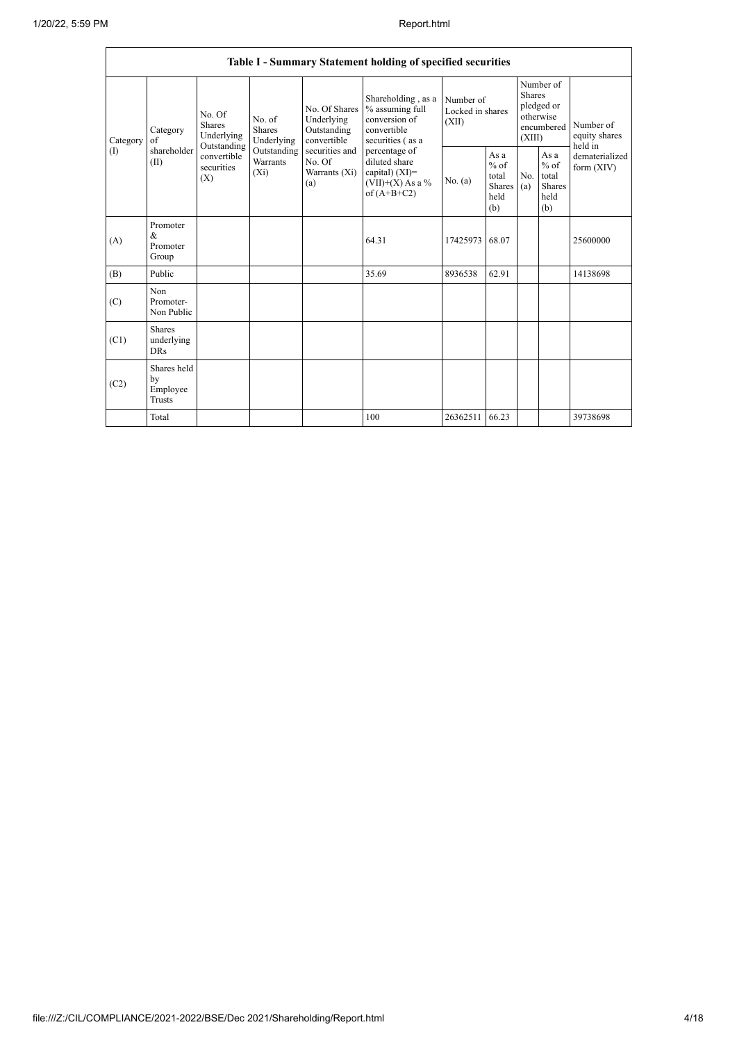| Table I - Summary Statement holding of specified securities | | | | | | | | | | | |
|---|---|---|---|---|---|---|---|---|---|---|---|
| Category (I) | Category of shareholder (II) | No. Of Shares Underlying Outstanding convertible securities (X) | No. of Shares Underlying Outstanding Warrants (Xi) | No. Of Shares Underlying Outstanding convertible securities and No. Of Warrants (Xi) (a) | Shareholding , as a % assuming full conversion of convertible securities ( as a percentage of diluted share capital) (XI)= (VII)+(X) As a % of (A+B+C2) | Number of Locked in shares (XII) | | Number of Shares pledged or otherwise encumbered (XIII) | | Number of equity shares held in dematerialized form (XIV) |
| | | | | | | No. (a) | As a % of total Shares held (b) | No. (a) | As a % of total Shares held (b) | |
| (A) | Promoter & Promoter Group | | | | 64.31 | 17425973 | 68.07 | | | 25600000 |
| (B) | Public | | | | 35.69 | 8936538 | 62.91 | | | 14138698 |
| (C) | Non Promoter- Non Public | | | | | | | | | |
| (C1) | Shares underlying DRs | | | | | | | | | |
| (C2) | Shares held by Employee Trusts | | | | | | | | | |
| | Total | | | | 100 | 26362511 | 66.23 | | | 39738698 |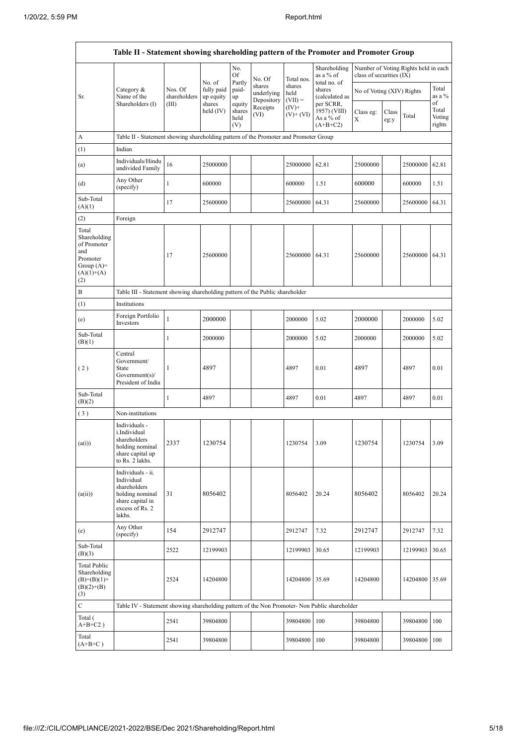| Table II - Statement showing shareholding pattern of the Promoter and Promoter Group | | | | | | | | | | | |
|---|---|---|---|---|---|---|---|---|---|---|---|
| Sr. | Category & Name of the Shareholders (I) | Nos. Of shareholders (III) | No. of fully paid up equity shares held (IV) | No. Of Partly paid-up equity shares held (V) | No. Of shares underlying Depository Receipts (VI) | Total nos. shares held (VII) = (IV)+ (V)+ (VI) | Shareholding as a % of total no. of shares (calculated as per SCRR, 1957) (VIII) As a % of (A+B+C2) | Number of Voting Rights held in each class of securities (IX) | | | |
| | | | | | | | | No of Voting (XIV) Rights | | | Total as a % of Total Voting rights |
| | | | | | | | | Class eg: X | Class eg:y | Total | |
| A | Table II - Statement showing shareholding pattern of the Promoter and Promoter Group | | | | | | | | | | |
| (1) | Indian | | | | | | | | | | |
| (a) | Individuals/Hindu undivided Family | 16 | 25000000 | | | 25000000 | 62.81 | 25000000 | | 25000000 | 62.81 |
| (d) | Any Other (specify) | 1 | 600000 | | | 600000 | 1.51 | 600000 | | 600000 | 1.51 |
| Sub-Total (A)(1) | | 17 | 25600000 | | | 25600000 | 64.31 | 25600000 | | 25600000 | 64.31 |
| (2) | Foreign | | | | | | | | | | |
| Total Shareholding of Promoter and Promoter Group (A)=(A)(1)+(A)(2) | | 17 | 25600000 | | | 25600000 | 64.31 | 25600000 | | 25600000 | 64.31 |
| B | Table III - Statement showing shareholding pattern of the Public shareholder | | | | | | | | | | |
| (1) | Institutions | | | | | | | | | | |
| (e) | Foreign Portfolio Investors | 1 | 2000000 | | | 2000000 | 5.02 | 2000000 | | 2000000 | 5.02 |
| Sub-Total (B)(1) | | 1 | 2000000 | | | 2000000 | 5.02 | 2000000 | | 2000000 | 5.02 |
| ( 2 ) | Central Government/ State Government(s)/ President of India | 1 | 4897 | | | 4897 | 0.01 | 4897 | | 4897 | 0.01 |
| Sub-Total (B)(2) | | 1 | 4897 | | | 4897 | 0.01 | 4897 | | 4897 | 0.01 |
| ( 3 ) | Non-institutions | | | | | | | | | | |
| (a(i)) | Individuals - i.Individual shareholders holding nominal share capital up to Rs. 2 lakhs. | 2337 | 1230754 | | | 1230754 | 3.09 | 1230754 | | 1230754 | 3.09 |
| (a(ii)) | Individuals - ii. Individual shareholders holding nominal share capital in excess of Rs. 2 lakhs. | 31 | 8056402 | | | 8056402 | 20.24 | 8056402 | | 8056402 | 20.24 |
| (e) | Any Other (specify) | 154 | 2912747 | | | 2912747 | 7.32 | 2912747 | | 2912747 | 7.32 |
| Sub-Total (B)(3) | | 2522 | 12199903 | | | 12199903 | 30.65 | 12199903 | | 12199903 | 30.65 |
| Total Public Shareholding (B)=(B)(1)+(B)(2)+(B)(3) | | 2524 | 14204800 | | | 14204800 | 35.69 | 14204800 | | 14204800 | 35.69 |
| C | Table IV - Statement showing shareholding pattern of the Non Promoter- Non Public shareholder | | | | | | | | | | |
| Total ( A+B+C2 ) | | 2541 | 39804800 | | | 39804800 | 100 | 39804800 | | 39804800 | 100 |
| Total (A+B+C ) | | 2541 | 39804800 | | | 39804800 | 100 | 39804800 | | 39804800 | 100 |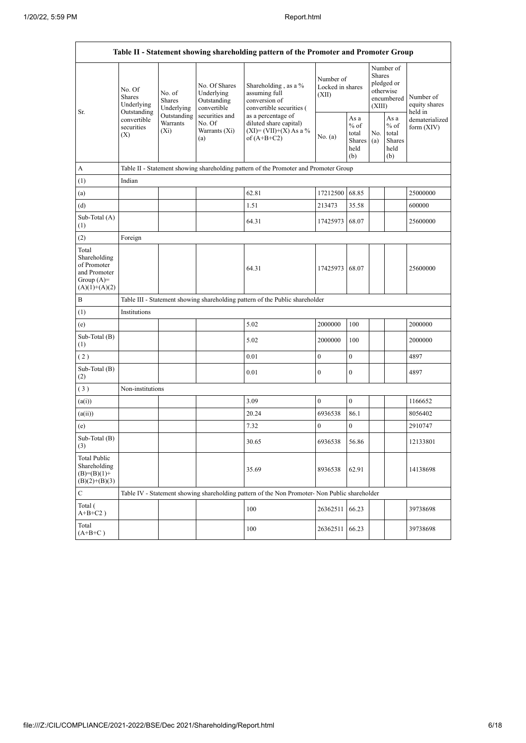| Table II - Statement showing shareholding pattern of the Promoter and Promoter Group | | | | | | | | | | |
|---|---|---|---|---|---|---|---|---|---|---|
| Sr. | No. Of Shares Underlying Outstanding convertible securities (X) | No. of Shares Underlying Outstanding Warrants (Xi) | No. Of Shares Underlying Outstanding convertible securities and No. Of Warrants (Xi) (a) | Shareholding , as a % assuming full conversion of convertible securities ( as a percentage of diluted share capital) (XI)= (VII)+(X) As a % of (A+B+C2) | Number of Locked in shares (XII) | | Number of Shares pledged or otherwise encumbered (XIII) | | Number of equity shares held in dematerialized form (XIV) |
| | | | | | No. (a) | As a % of total Shares held (b) | No. (a) | As a % of total Shares held (b) | |
| A | Table II - Statement showing shareholding pattern of the Promoter and Promoter Group | | | | | | | | |
| (1) | Indian | | | | | | | | |
| (a) | | | | 62.81 | 17212500 | 68.85 | | | 25000000 |
| (d) | | | | 1.51 | 213473 | 35.58 | | | 600000 |
| Sub-Total (A) (1) | | | | 64.31 | 17425973 | 68.07 | | | 25600000 |
| (2) | Foreign | | | | | | | | |
| Total Shareholding of Promoter and Promoter Group (A)= (A)(1)+(A)(2) | | | | 64.31 | 17425973 | 68.07 | | | 25600000 |
| B | Table III - Statement showing shareholding pattern of the Public shareholder | | | | | | | | |
| (1) | Institutions | | | | | | | | |
| (e) | | | | 5.02 | 2000000 | 100 | | | 2000000 |
| Sub-Total (B) (1) | | | | 5.02 | 2000000 | 100 | | | 2000000 |
| ( 2 ) | | | | 0.01 | 0 | 0 | | | 4897 |
| Sub-Total (B) (2) | | | | 0.01 | 0 | 0 | | | 4897 |
| ( 3 ) | Non-institutions | | | | | | | | |
| (a(i)) | | | | 3.09 | 0 | 0 | | | 1166652 |
| (a(ii)) | | | | 20.24 | 6936538 | 86.1 | | | 8056402 |
| (e) | | | | 7.32 | 0 | 0 | | | 2910747 |
| Sub-Total (B) (3) | | | | 30.65 | 6936538 | 56.86 | | | 12133801 |
| Total Public Shareholding (B)=(B)(1)+(B)(2)+(B)(3) | | | | 35.69 | 8936538 | 62.91 | | | 14138698 |
| C | Table IV - Statement showing shareholding pattern of the Non Promoter- Non Public shareholder | | | | | | | | |
| Total ( A+B+C2 ) | | | | 100 | 26362511 | 66.23 | | | 39738698 |
| Total (A+B+C ) | | | | 100 | 26362511 | 66.23 | | | 39738698 |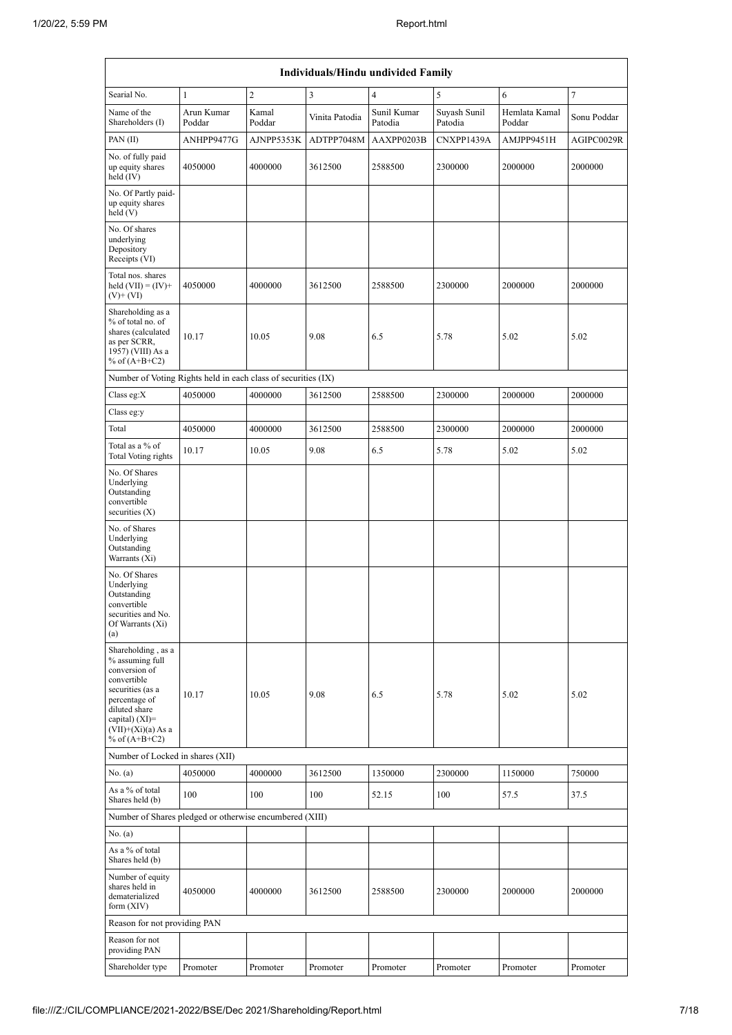| Individuals/Hindu undivided Family | | | | | | | |
|---|---|---|---|---|---|---|---|
| Searial No. | 1 | 2 | 3 | 4 | 5 | 6 | 7 |
| Name of the Shareholders (I) | Arun Kumar Poddar | Kamal Poddar | Vinita Patodia | Sunil Kumar Patodia | Suyash Sunil Patodia | Hemlata Kamal Poddar | Sonu Poddar |
| PAN (II) | ANHPP9477G | AJNPP5353K | ADTPP7048M | AAXPP0203B | CNXPP1439A | AMJPP9451H | AGIPC0029R |
| No. of fully paid up equity shares held (IV) | 4050000 | 4000000 | 3612500 | 2588500 | 2300000 | 2000000 | 2000000 |
| No. Of Partly paid-up equity shares held (V) | | | | | | | |
| No. Of shares underlying Depository Receipts (VI) | | | | | | | |
| Total nos. shares held (VII) = (IV)+ (V)+ (VI) | 4050000 | 4000000 | 3612500 | 2588500 | 2300000 | 2000000 | 2000000 |
| Shareholding as a % of total no. of shares (calculated as per SCRR, 1957) (VIII) As a % of (A+B+C2) | 10.17 | 10.05 | 9.08 | 6.5 | 5.78 | 5.02 | 5.02 |
| Number of Voting Rights held in each class of securities (IX) | | | | | | | |
| Class eg:X | 4050000 | 4000000 | 3612500 | 2588500 | 2300000 | 2000000 | 2000000 |
| Class eg:y | | | | | | | |
| Total | 4050000 | 4000000 | 3612500 | 2588500 | 2300000 | 2000000 | 2000000 |
| Total as a % of Total Voting rights | 10.17 | 10.05 | 9.08 | 6.5 | 5.78 | 5.02 | 5.02 |
| No. Of Shares Underlying Outstanding convertible securities (X) | | | | | | | |
| No. of Shares Underlying Outstanding Warrants (Xi) | | | | | | | |
| No. Of Shares Underlying Outstanding convertible securities and No. Of Warrants (Xi) (a) | | | | | | | |
| Shareholding , as a % assuming full conversion of convertible securities (as a percentage of diluted share capital) (XI)= (VII)+(Xi)(a) As a % of (A+B+C2) | 10.17 | 10.05 | 9.08 | 6.5 | 5.78 | 5.02 | 5.02 |
| Number of Locked in shares (XII) | | | | | | | |
| No. (a) | 4050000 | 4000000 | 3612500 | 1350000 | 2300000 | 1150000 | 750000 |
| As a % of total Shares held (b) | 100 | 100 | 100 | 52.15 | 100 | 57.5 | 37.5 |
| Number of Shares pledged or otherwise encumbered (XIII) | | | | | | | |
| No. (a) | | | | | | | |
| As a % of total Shares held (b) | | | | | | | |
| Number of equity shares held in dematerialized form (XIV) | 4050000 | 4000000 | 3612500 | 2588500 | 2300000 | 2000000 | 2000000 |
| Reason for not providing PAN | | | | | | | |
| Reason for not providing PAN | | | | | | | |
| Shareholder type | Promoter | Promoter | Promoter | Promoter | Promoter | Promoter | Promoter |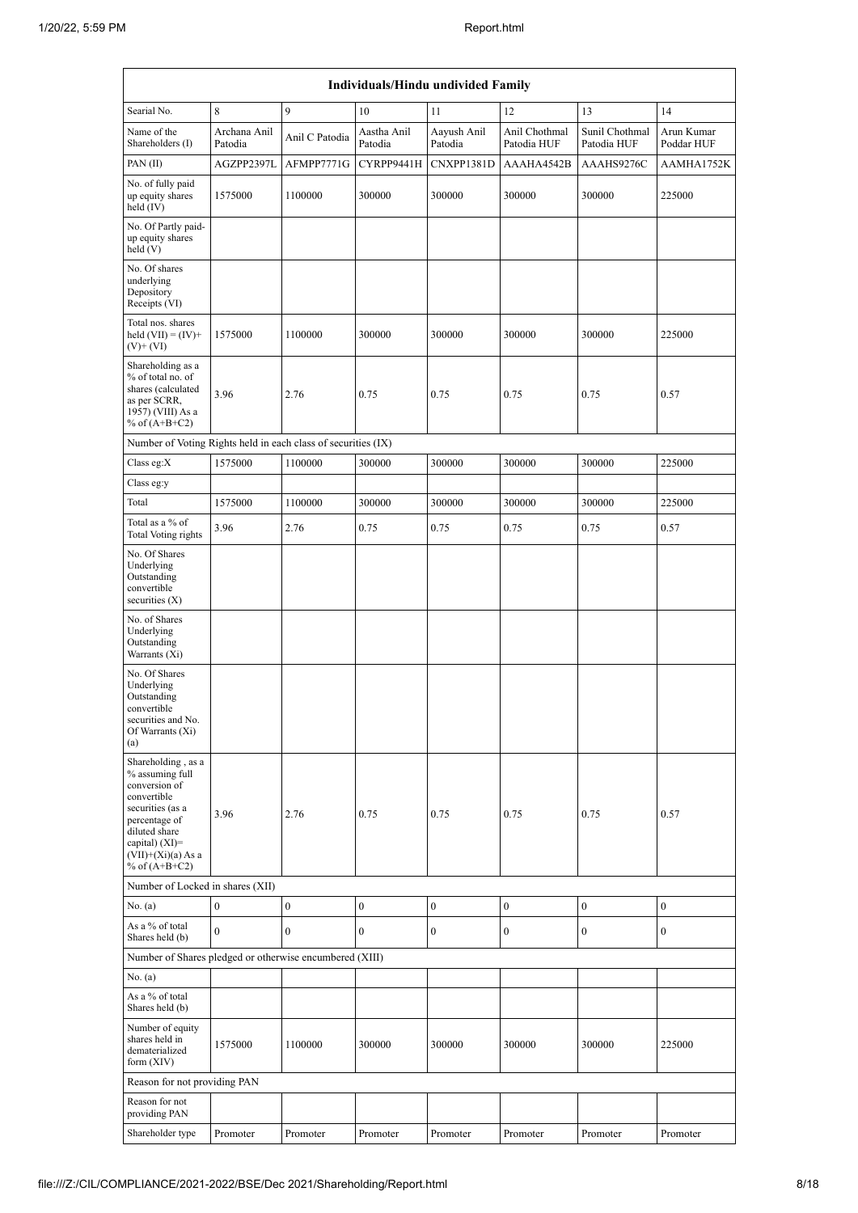| Individuals/Hindu undivided Family | | | | | | | |
|---|---|---|---|---|---|---|---|
| Searial No. | 8 | 9 | 10 | 11 | 12 | 13 | 14 |
| Name of the Shareholders (I) | Archana Anil Patodia | Anil C Patodia | Aastha Anil Patodia | Aayush Anil Patodia | Anil Chothmal Patodia HUF | Sunil Chothmal Patodia HUF | Arun Kumar Poddar HUF |
| PAN (II) | AGZPP2397L | AFMPP7771G | CYRPP9441H | CNXPP1381D | AAAHA4542B | AAAHS9276C | AAMHA1752K |
| No. of fully paid up equity shares held (IV) | 1575000 | 1100000 | 300000 | 300000 | 300000 | 300000 | 225000 |
| No. Of Partly paid-up equity shares held (V) | | | | | | | |
| No. Of shares underlying Depository Receipts (VI) | | | | | | | |
| Total nos. shares held (VII) = (IV)+ (V)+ (VI) | 1575000 | 1100000 | 300000 | 300000 | 300000 | 300000 | 225000 |
| Shareholding as a % of total no. of shares (calculated as per SCRR, 1957) (VIII) As a % of (A+B+C2) | 3.96 | 2.76 | 0.75 | 0.75 | 0.75 | 0.75 | 0.57 |
| Number of Voting Rights held in each class of securities (IX) | | | | | | | |
| Class eg:X | 1575000 | 1100000 | 300000 | 300000 | 300000 | 300000 | 225000 |
| Class eg:y | | | | | | | |
| Total | 1575000 | 1100000 | 300000 | 300000 | 300000 | 300000 | 225000 |
| Total as a % of Total Voting rights | 3.96 | 2.76 | 0.75 | 0.75 | 0.75 | 0.75 | 0.57 |
| No. Of Shares Underlying Outstanding convertible securities (X) | | | | | | | |
| No. of Shares Underlying Outstanding Warrants (Xi) | | | | | | | |
| No. Of Shares Underlying Outstanding convertible securities and No. Of Warrants (Xi) (a) | | | | | | | |
| Shareholding , as a % assuming full conversion of convertible securities (as a percentage of diluted share capital) (XI)= (VII)+(Xi)(a) As a % of (A+B+C2) | 3.96 | 2.76 | 0.75 | 0.75 | 0.75 | 0.75 | 0.57 |
| Number of Locked in shares (XII) | | | | | | | |
| No. (a) | 0 | 0 | 0 | 0 | 0 | 0 | 0 |
| As a % of total Shares held (b) | 0 | 0 | 0 | 0 | 0 | 0 | 0 |
| Number of Shares pledged or otherwise encumbered (XIII) | | | | | | | |
| No. (a) | | | | | | | |
| As a % of total Shares held (b) | | | | | | | |
| Number of equity shares held in dematerialized form (XIV) | 1575000 | 1100000 | 300000 | 300000 | 300000 | 300000 | 225000 |
| Reason for not providing PAN | | | | | | | |
| Reason for not providing PAN | | | | | | | |
| Shareholder type | Promoter | Promoter | Promoter | Promoter | Promoter | Promoter | Promoter |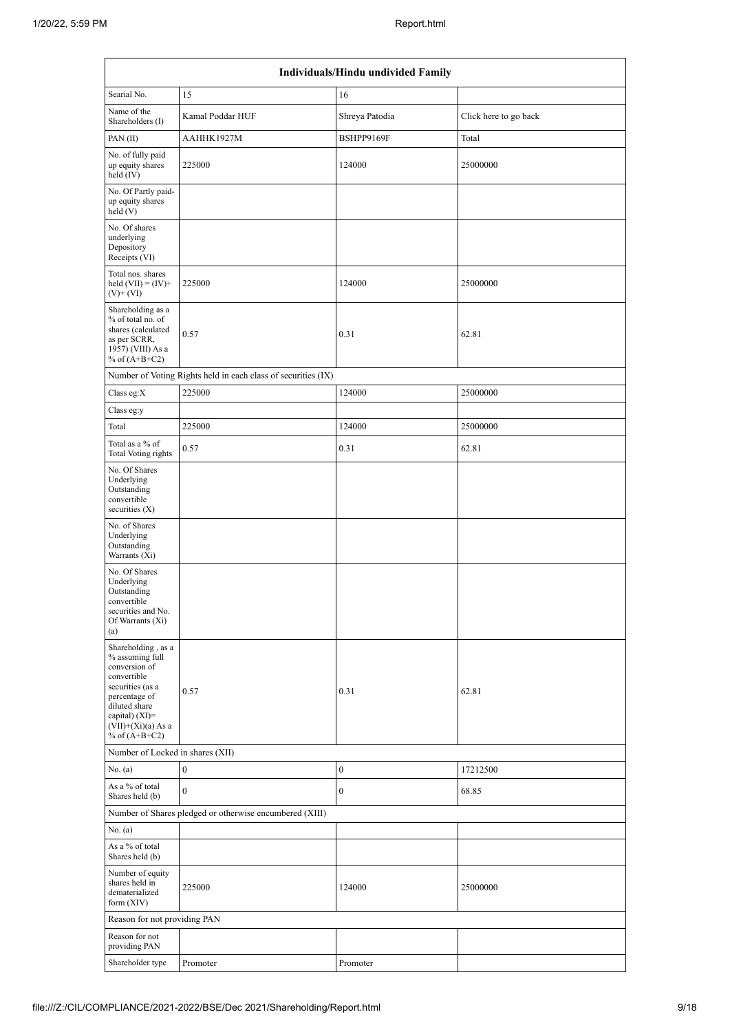| Individuals/Hindu undivided Family | | | |
|---|---|---|---|
| Searial No. | 15 | 16 | |
| Name of the Shareholders (I) | Kamal Poddar HUF | Shreya Patodia | Click here to go back |
| PAN (II) | AAHHK1927M | BSHPP9169F | Total |
| No. of fully paid up equity shares held (IV) | 225000 | 124000 | 25000000 |
| No. Of Partly paid-up equity shares held (V) | | | |
| No. Of shares underlying Depository Receipts (VI) | | | |
| Total nos. shares held (VII) = (IV)+(V)+ (VI) | 225000 | 124000 | 25000000 |
| Shareholding as a % of total no. of shares (calculated as per SCRR, 1957) (VIII) As a % of (A+B+C2) | 0.57 | 0.31 | 62.81 |
| Number of Voting Rights held in each class of securities (IX) | | | |
| Class eg:X | 225000 | 124000 | 25000000 |
| Class eg:y | | | |
| Total | 225000 | 124000 | 25000000 |
| Total as a % of Total Voting rights | 0.57 | 0.31 | 62.81 |
| No. Of Shares Underlying Outstanding convertible securities (X) | | | |
| No. of Shares Underlying Outstanding Warrants (Xi) | | | |
| No. Of Shares Underlying Outstanding convertible securities and No. Of Warrants (Xi) (a) | | | |
| Shareholding , as a % assuming full conversion of convertible securities (as a percentage of diluted share capital) (XI)= (VII)+(Xi)(a) As a % of (A+B+C2) | 0.57 | 0.31 | 62.81 |
| Number of Locked in shares (XII) | | | |
| No. (a) | 0 | 0 | 17212500 |
| As a % of total Shares held (b) | 0 | 0 | 68.85 |
| Number of Shares pledged or otherwise encumbered (XIII) | | | |
| No. (a) | | | |
| As a % of total Shares held (b) | | | |
| Number of equity shares held in dematerialized form (XIV) | 225000 | 124000 | 25000000 |
| Reason for not providing PAN | | | |
| Reason for not providing PAN | | | |
| Shareholder type | Promoter | Promoter | |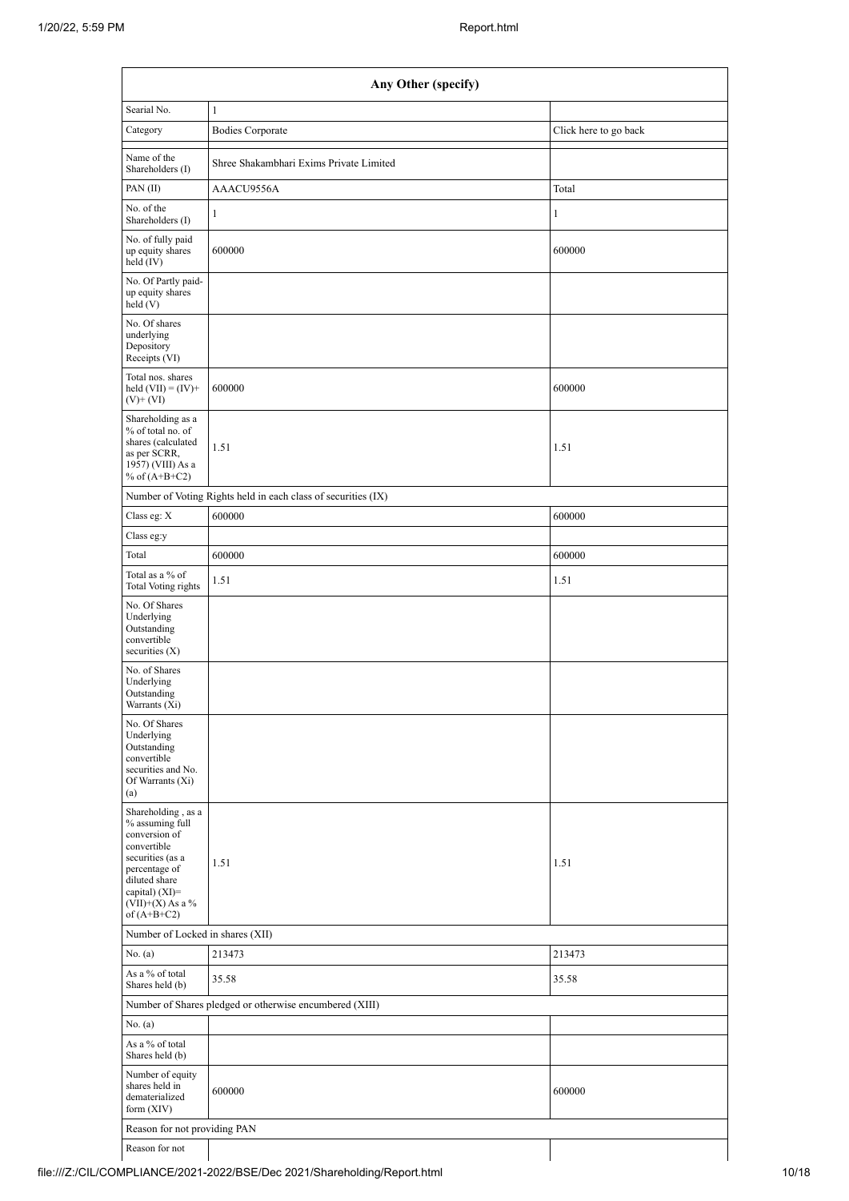| Any Other (specify) | | |
|---|---|---|
| Searial No. | 1 | |
| Category | Bodies Corporate | Click here to go back |
| Name of the Shareholders (I) | Shree Shakambhari Exims Private Limited | |
| PAN (II) | AAACU9556A | Total |
| No. of the Shareholders (I) | 1 | 1 |
| No. of fully paid up equity shares held (IV) | 600000 | 600000 |
| No. Of Partly paid-up equity shares held (V) | | |
| No. Of shares underlying Depository Receipts (VI) | | |
| Total nos. shares held (VII) = (IV)+ (V)+ (VI) | 600000 | 600000 |
| Shareholding as a % of total no. of shares (calculated as per SCRR, 1957) (VIII) As a % of (A+B+C2) | 1.51 | 1.51 |
| Number of Voting Rights held in each class of securities (IX) | | |
| Class eg: X | 600000 | 600000 |
| Class eg:y | | |
| Total | 600000 | 600000 |
| Total as a % of Total Voting rights | 1.51 | 1.51 |
| No. Of Shares Underlying Outstanding convertible securities (X) | | |
| No. of Shares Underlying Outstanding Warrants (Xi) | | |
| No. Of Shares Underlying Outstanding convertible securities and No. Of Warrants (Xi) (a) | | |
| Shareholding , as a % assuming full conversion of convertible securities (as a percentage of diluted share capital) (XI)= (VII)+(X) As a % of (A+B+C2) | 1.51 | 1.51 |
| Number of Locked in shares (XII) | | |
| No. (a) | 213473 | 213473 |
| As a % of total Shares held (b) | 35.58 | 35.58 |
| Number of Shares pledged or otherwise encumbered (XIII) | | |
| No. (a) | | |
| As a % of total Shares held (b) | | |
| Number of equity shares held in dematerialized form (XIV) | 600000 | 600000 |
| Reason for not providing PAN | | |
| Reason for not | | |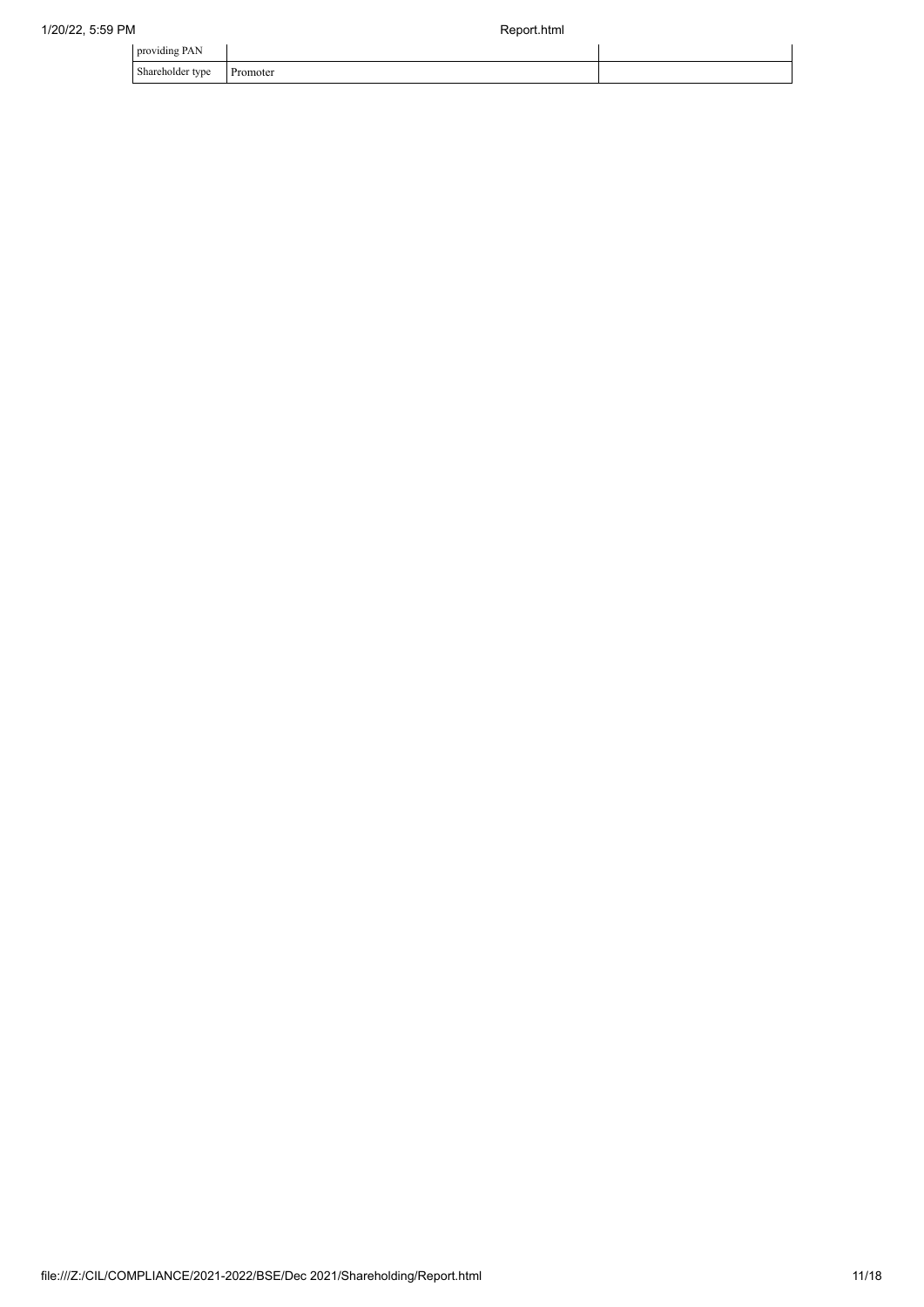| | | |
|---|---|---|
| providing PAN | | |
| Shareholder type | Promoter | |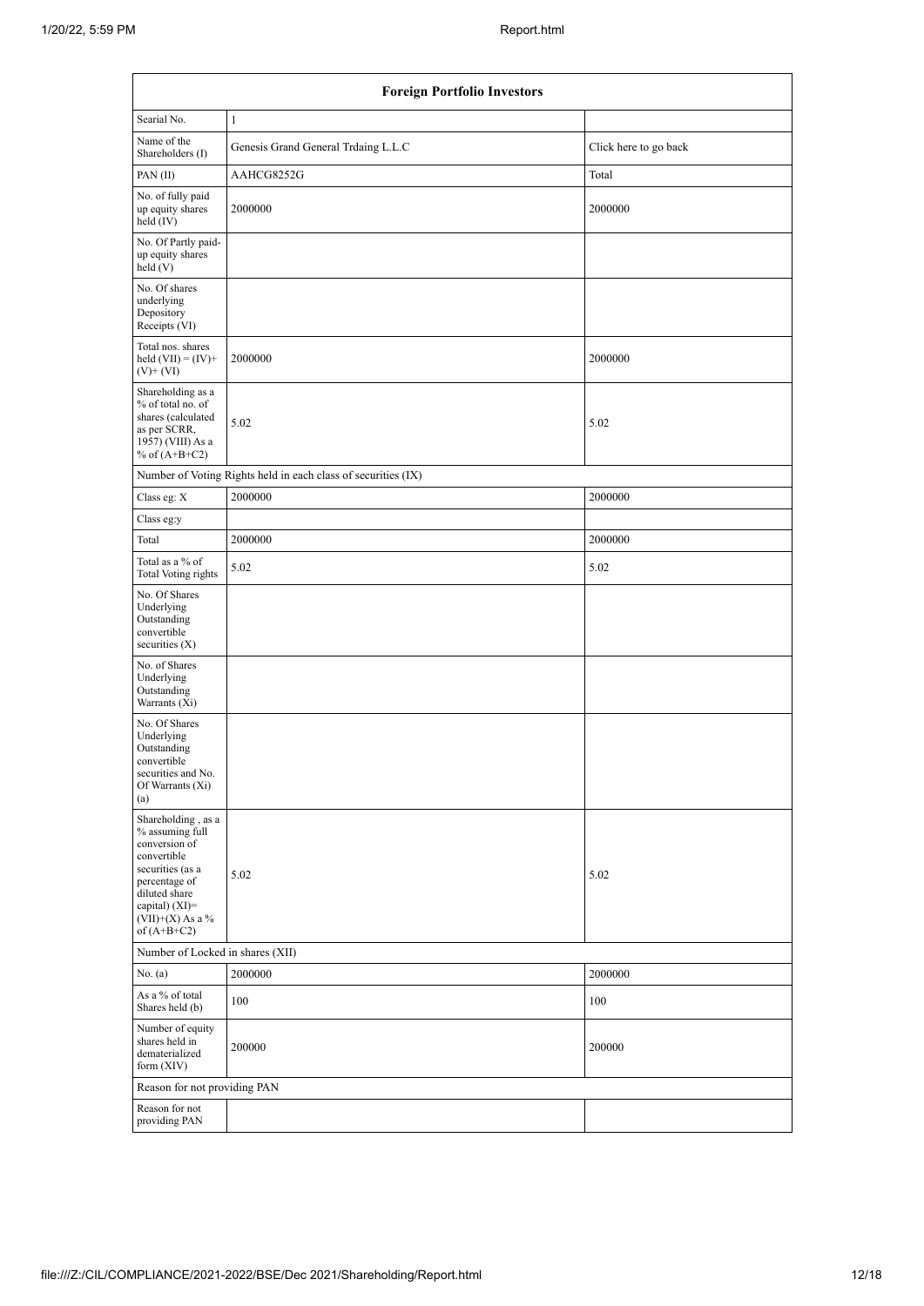| Foreign Portfolio Investors | | |
|---|---|---|
| Searial No. | 1 | |
| Name of the Shareholders (I) | Genesis Grand General Trdaing L.L.C | Click here to go back |
| PAN (II) | AAHCG8252G | Total |
| No. of fully paid up equity shares held (IV) | 2000000 | 2000000 |
| No. Of Partly paid-up equity shares held (V) | | |
| No. Of shares underlying Depository Receipts (VI) | | |
| Total nos. shares held (VII) = (IV)+ (V)+ (VI) | 2000000 | 2000000 |
| Shareholding as a % of total no. of shares (calculated as per SCRR, 1957) (VIII) As a % of (A+B+C2) | 5.02 | 5.02 |
| Number of Voting Rights held in each class of securities (IX) | | |
| Class eg: X | 2000000 | 2000000 |
| Class eg:y | | |
| Total | 2000000 | 2000000 |
| Total as a % of Total Voting rights | 5.02 | 5.02 |
| No. Of Shares Underlying Outstanding convertible securities (X) | | |
| No. of Shares Underlying Outstanding Warrants (Xi) | | |
| No. Of Shares Underlying Outstanding convertible securities and No. Of Warrants (Xi) (a) | | |
| Shareholding , as a % assuming full conversion of convertible securities (as a percentage of diluted share capital) (XI)= (VII)+(X) As a % of (A+B+C2) | 5.02 | 5.02 |
| Number of Locked in shares (XII) | | |
| No. (a) | 2000000 | 2000000 |
| As a % of total Shares held (b) | 100 | 100 |
| Number of equity shares held in dematerialized form (XIV) | 200000 | 200000 |
| Reason for not providing PAN | | |
| Reason for not providing PAN | | |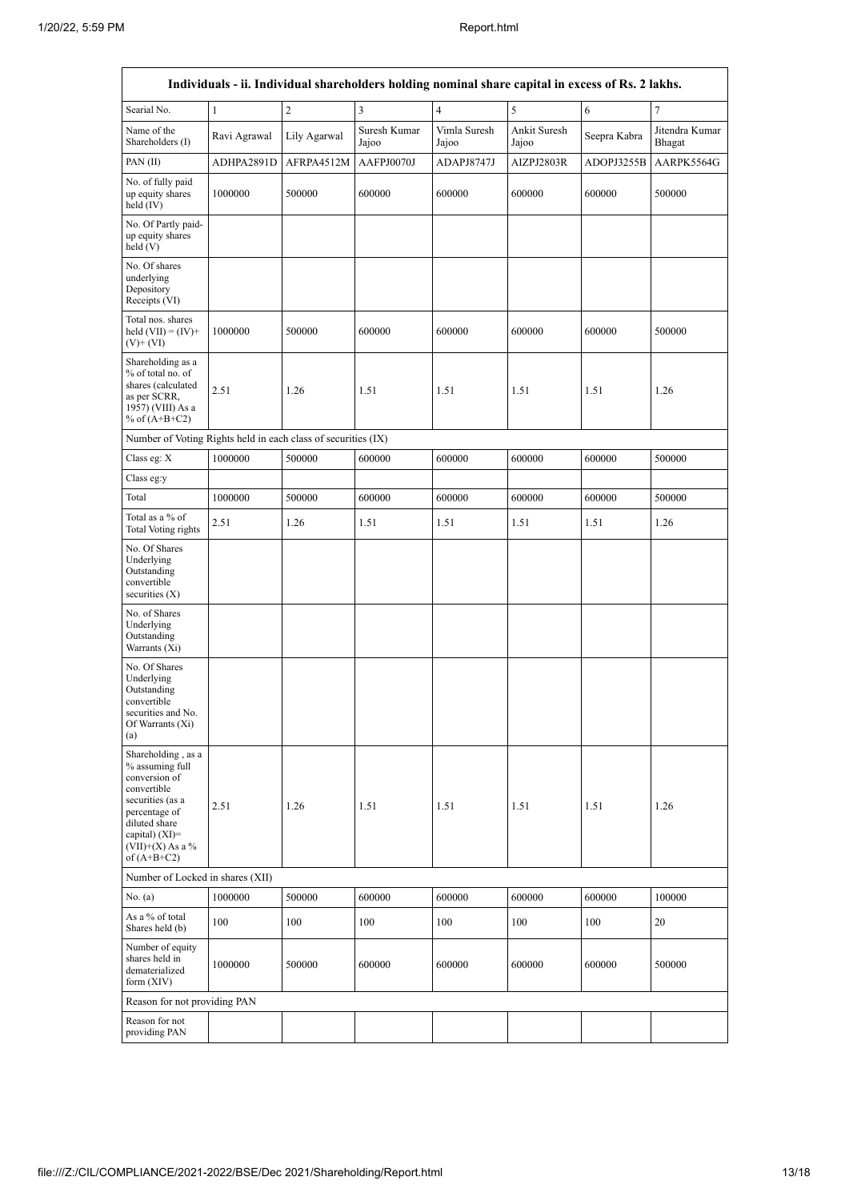| Individuals - ii. Individual shareholders holding nominal share capital in excess of Rs. 2 lakhs. | | | | | | | |
|---|---|---|---|---|---|---|---|
| Searial No. | 1 | 2 | 3 | 4 | 5 | 6 | 7 |
| Name of the Shareholders (I) | Ravi Agrawal | Lily Agarwal | Suresh Kumar Jajoo | Vimla Suresh Jajoo | Ankit Suresh Jajoo | Seepra Kabra | Jitendra Kumar Bhagat |
| PAN (II) | ADHPA2891D | AFRPA4512M | AAFPJ0070J | ADAPJ8747J | AIZPJ2803R | ADOPJ3255B | AARPK5564G |
| No. of fully paid up equity shares held (IV) | 1000000 | 500000 | 600000 | 600000 | 600000 | 600000 | 500000 |
| No. Of Partly paid-up equity shares held (V) | | | | | | | |
| No. Of shares underlying Depository Receipts (VI) | | | | | | | |
| Total nos. shares held (VII) = (IV)+(V)+ (VI) | 1000000 | 500000 | 600000 | 600000 | 600000 | 600000 | 500000 |
| Shareholding as a % of total no. of shares (calculated as per SCRR, 1957) (VIII) As a % of (A+B+C2) | 2.51 | 1.26 | 1.51 | 1.51 | 1.51 | 1.51 | 1.26 |
| Number of Voting Rights held in each class of securities (IX) | | | | | | | |
| Class eg: X | 1000000 | 500000 | 600000 | 600000 | 600000 | 600000 | 500000 |
| Class eg:y | | | | | | | |
| Total | 1000000 | 500000 | 600000 | 600000 | 600000 | 600000 | 500000 |
| Total as a % of Total Voting rights | 2.51 | 1.26 | 1.51 | 1.51 | 1.51 | 1.51 | 1.26 |
| No. Of Shares Underlying Outstanding convertible securities (X) | | | | | | | |
| No. of Shares Underlying Outstanding Warrants (Xi) | | | | | | | |
| No. Of Shares Underlying Outstanding convertible securities and No. Of Warrants (Xi) (a) | | | | | | | |
| Shareholding , as a % assuming full conversion of convertible securities (as a percentage of diluted share capital) (XI)= (VII)+(X) As a % of (A+B+C2) | 2.51 | 1.26 | 1.51 | 1.51 | 1.51 | 1.51 | 1.26 |
| Number of Locked in shares (XII) | | | | | | | |
| No. (a) | 1000000 | 500000 | 600000 | 600000 | 600000 | 600000 | 100000 |
| As a % of total Shares held (b) | 100 | 100 | 100 | 100 | 100 | 100 | 20 |
| Number of equity shares held in dematerialized form (XIV) | 1000000 | 500000 | 600000 | 600000 | 600000 | 600000 | 500000 |
| Reason for not providing PAN | | | | | | | |
| Reason for not providing PAN | | | | | | | |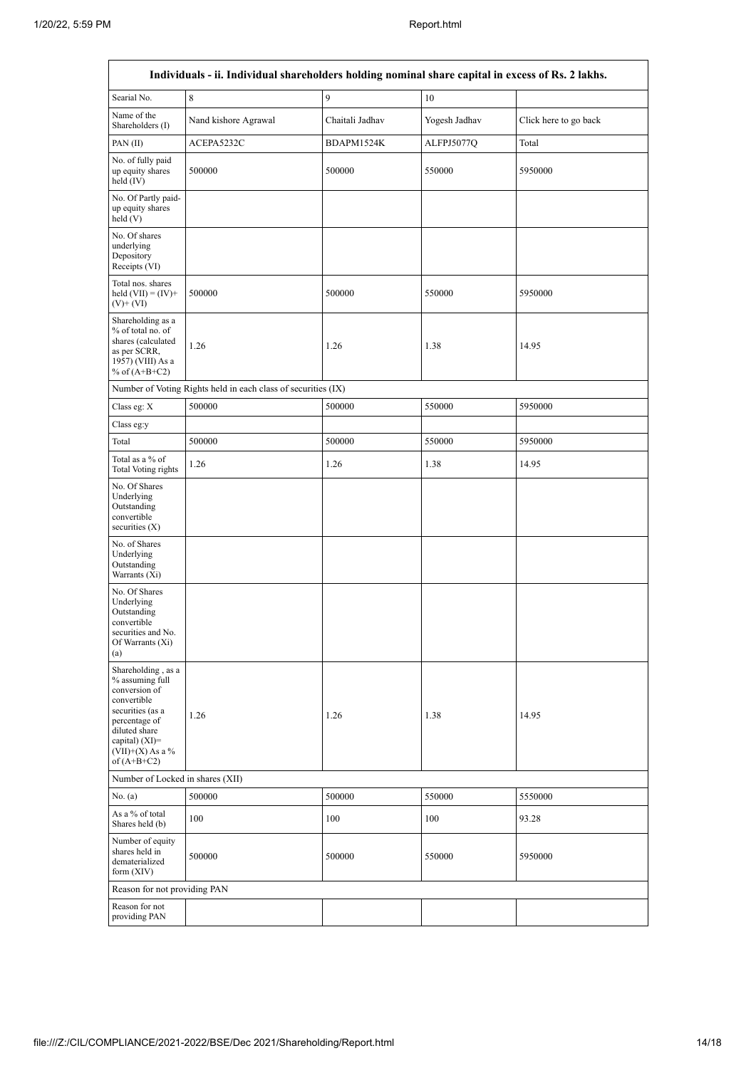| Individuals - ii. Individual shareholders holding nominal share capital in excess of Rs. 2 lakhs. | | | | |
|---|---|---|---|---|
| Searial No. | 8 | 9 | 10 | |
| Name of the Shareholders (I) | Nand kishore Agrawal | Chaitali Jadhav | Yogesh Jadhav | Click here to go back |
| PAN (II) | ACEPA5232C | BDAPM1524K | ALFPJ5077Q | Total |
| No. of fully paid up equity shares held (IV) | 500000 | 500000 | 550000 | 5950000 |
| No. Of Partly paid-up equity shares held (V) | | | | |
| No. Of shares underlying Depository Receipts (VI) | | | | |
| Total nos. shares held (VII) = (IV)+(V)+ (VI) | 500000 | 500000 | 550000 | 5950000 |
| Shareholding as a % of total no. of shares (calculated as per SCRR, 1957) (VIII) As a % of (A+B+C2) | 1.26 | 1.26 | 1.38 | 14.95 |
| Number of Voting Rights held in each class of securities (IX) | | | | |
| Class eg: X | 500000 | 500000 | 550000 | 5950000 |
| Class eg:y | | | | |
| Total | 500000 | 500000 | 550000 | 5950000 |
| Total as a % of Total Voting rights | 1.26 | 1.26 | 1.38 | 14.95 |
| No. Of Shares Underlying Outstanding convertible securities (X) | | | | |
| No. of Shares Underlying Outstanding Warrants (Xi) | | | | |
| No. Of Shares Underlying Outstanding convertible securities and No. Of Warrants (Xi) (a) | | | | |
| Shareholding , as a % assuming full conversion of convertible securities (as a percentage of diluted share capital) (XI)= (VII)+(X) As a % of (A+B+C2) | 1.26 | 1.26 | 1.38 | 14.95 |
| Number of Locked in shares (XII) | | | | |
| No. (a) | 500000 | 500000 | 550000 | 5550000 |
| As a % of total Shares held (b) | 100 | 100 | 100 | 93.28 |
| Number of equity shares held in dematerialized form (XIV) | 500000 | 500000 | 550000 | 5950000 |
| Reason for not providing PAN | | | | |
| Reason for not providing PAN | | | | |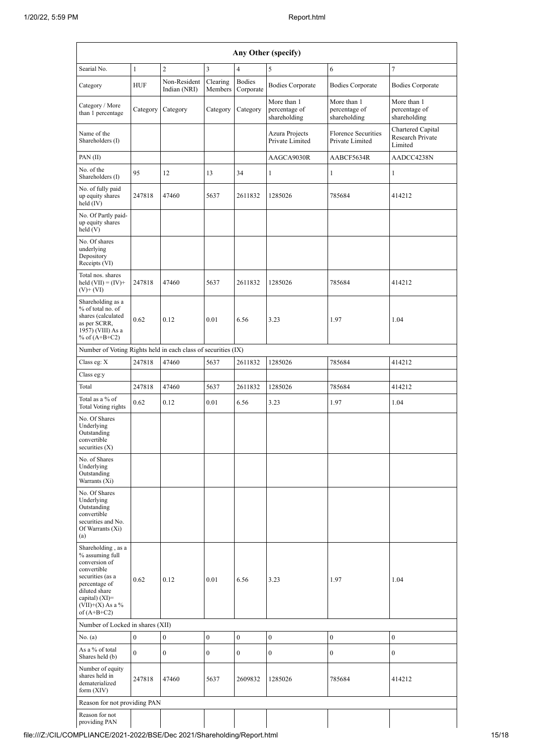| Any Other (specify) | | | | | | | |
|---|---|---|---|---|---|---|---|
| Searial No. | 1 | 2 | 3 | 4 | 5 | 6 | 7 |
| Category | HUF | Non-Resident Indian (NRI) | Clearing Members | Bodies Corporate | Bodies Corporate | Bodies Corporate | Bodies Corporate |
| Category / More than 1 percentage | Category | Category | Category | Category | More than 1 percentage of shareholding | More than 1 percentage of shareholding | More than 1 percentage of shareholding |
| Name of the Shareholders (I) | | | | | Azura Projects Private Limited | Florence Securities Private Limited | Chartered Capital Research Private Limited |
| PAN (II) | | | | | AAGCA9030R | AABCF5634R | AADCC4238N |
| No. of the Shareholders (I) | 95 | 12 | 13 | 34 | 1 | 1 | 1 |
| No. of fully paid up equity shares held (IV) | 247818 | 47460 | 5637 | 2611832 | 1285026 | 785684 | 414212 |
| No. Of Partly paid-up equity shares held (V) | | | | | | | |
| No. Of shares underlying Depository Receipts (VI) | | | | | | | |
| Total nos. shares held (VII) = (IV)+(V)+ (VI) | 247818 | 47460 | 5637 | 2611832 | 1285026 | 785684 | 414212 |
| Shareholding as a % of total no. of shares (calculated as per SCRR, 1957) (VIII) As a % of (A+B+C2) | 0.62 | 0.12 | 0.01 | 6.56 | 3.23 | 1.97 | 1.04 |
| Number of Voting Rights held in each class of securities (IX) | | | | | | | |
| Class eg: X | 247818 | 47460 | 5637 | 2611832 | 1285026 | 785684 | 414212 |
| Class eg:y | | | | | | | |
| Total | 247818 | 47460 | 5637 | 2611832 | 1285026 | 785684 | 414212 |
| Total as a % of Total Voting rights | 0.62 | 0.12 | 0.01 | 6.56 | 3.23 | 1.97 | 1.04 |
| No. Of Shares Underlying Outstanding convertible securities (X) | | | | | | | |
| No. of Shares Underlying Outstanding Warrants (Xi) | | | | | | | |
| No. Of Shares Underlying Outstanding convertible securities and No. Of Warrants (Xi) (a) | | | | | | | |
| Shareholding , as a % assuming full conversion of convertible securities (as a percentage of diluted share capital) (XI)= (VII)+(X) As a % of (A+B+C2) | 0.62 | 0.12 | 0.01 | 6.56 | 3.23 | 1.97 | 1.04 |
| Number of Locked in shares (XII) | | | | | | | |
| No. (a) | 0 | 0 | 0 | 0 | 0 | 0 | 0 |
| As a % of total Shares held (b) | 0 | 0 | 0 | 0 | 0 | 0 | 0 |
| Number of equity shares held in dematerialized form (XIV) | 247818 | 47460 | 5637 | 2609832 | 1285026 | 785684 | 414212 |
| Reason for not providing PAN | | | | | | | |
| Reason for not providing PAN | | | | | | | |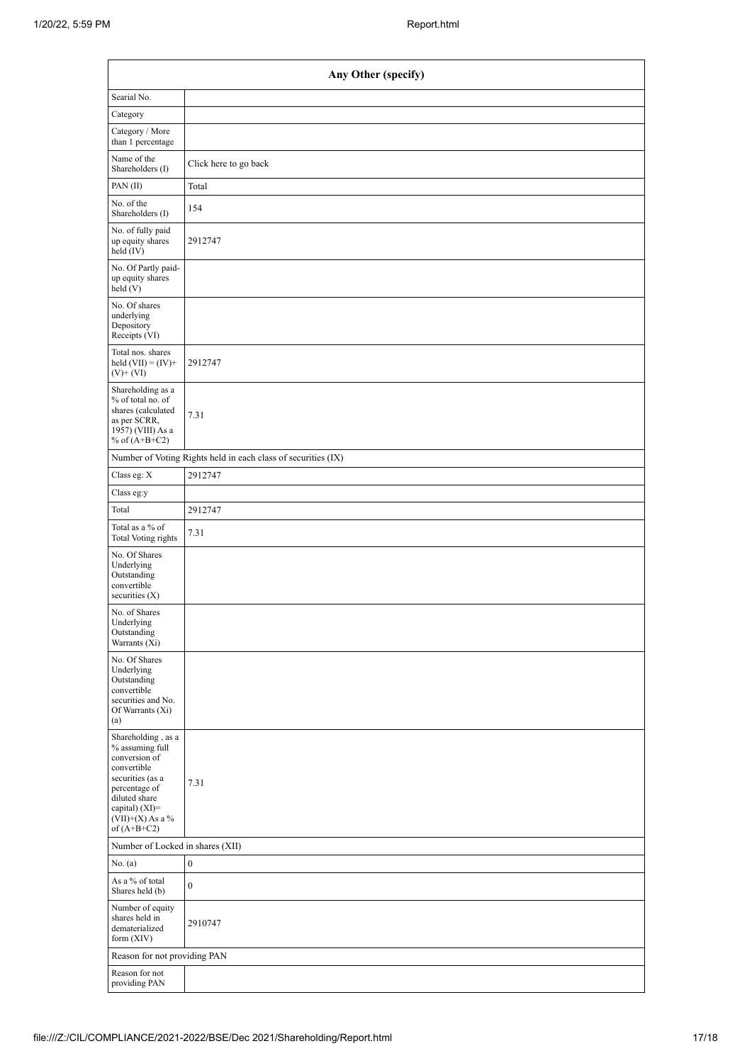| Any Other (specify) | |
|---|---|
| Searial No. | |
| Category | |
| Category / More than 1 percentage | |
| Name of the Shareholders (I) | Click here to go back |
| PAN (II) | Total |
| No. of the Shareholders (I) | 154 |
| No. of fully paid up equity shares held (IV) | 2912747 |
| No. Of Partly paid-up equity shares held (V) | |
| No. Of shares underlying Depository Receipts (VI) | |
| Total nos. shares held (VII) = (IV)+ (V)+ (VI) | 2912747 |
| Shareholding as a % of total no. of shares (calculated as per SCRR, 1957) (VIII) As a % of (A+B+C2) | 7.31 |
| Number of Voting Rights held in each class of securities (IX) | |
| Class eg: X | 2912747 |
| Class eg:y | |
| Total | 2912747 |
| Total as a % of Total Voting rights | 7.31 |
| No. Of Shares Underlying Outstanding convertible securities (X) | |
| No. of Shares Underlying Outstanding Warrants (Xi) | |
| No. Of Shares Underlying Outstanding convertible securities and No. Of Warrants (Xi) (a) | |
| Shareholding , as a % assuming full conversion of convertible securities (as a percentage of diluted share capital) (XI)= (VII)+(X) As a % of (A+B+C2) | 7.31 |
| Number of Locked in shares (XII) | |
| No. (a) | 0 |
| As a % of total Shares held (b) | 0 |
| Number of equity shares held in dematerialized form (XIV) | 2910747 |
| Reason for not providing PAN | |
| Reason for not providing PAN | |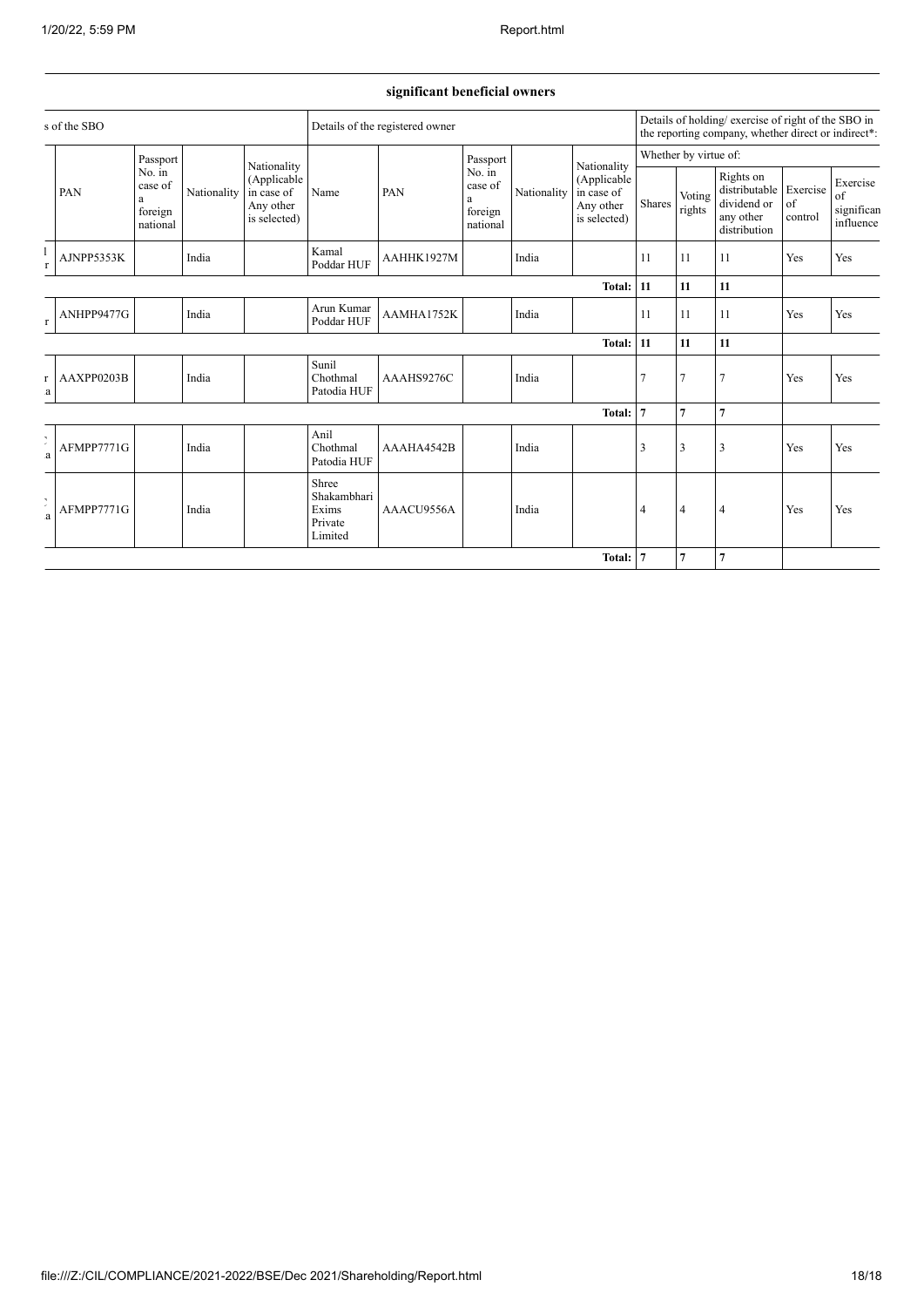## significant beneficial owners

| s of the SBO | | | | | Details of the registered owner | | | | | Details of holding/ exercise of right of the SBO in the reporting company, whether direct or indirect*: | | | | |
|---|---|---|---|---|---|---|---|---|---|---|---|---|---|---|
| | | | | | | | | | | Whether by virtue of: | | | | |
| | PAN | Passport No. in case of a foreign national | Nationality | Nationality (Applicable in case of Any other is selected) | Name | PAN | Passport No. in case of a foreign national | Nationality | Nationality (Applicable in case of Any other is selected) | Shares | Voting rights | Rights on distributable dividend or any other distribution | Exercise of control | Exercise of significan influence |
| l r | AJNPP5353K | | India | | Kamal Poddar HUF | AAHHK1927M | | India | | 11 | 11 | 11 | Yes | Yes |
| | | | | | | | | | Total: | 11 | 11 | 11 | | |
| r | ANHPP9477G | | India | | Arun Kumar Poddar HUF | AAMHA1752K | | India | | 11 | 11 | 11 | Yes | Yes |
| | | | | | | | | | Total: | 11 | 11 | 11 | | |
| r a | AAXPP0203B | | India | | Sunil Chothmal Patodia HUF | AAAHS9276C | | India | | 7 | 7 | 7 | Yes | Yes |
| | | | | | | | | | Total: | 7 | 7 | 7 | | |
| a | AFMPP7771G | | India | | Anil Chothmal Patodia HUF | AAAHA4542B | | India | | 3 | 3 | 3 | Yes | Yes |
| a | AFMPP7771G | | India | | Shree Shakambhari Exims Private Limited | AAACU9556A | | India | | 4 | 4 | 4 | Yes | Yes |
| | | | | | | | | | Total: | 7 | 7 | 7 | | |